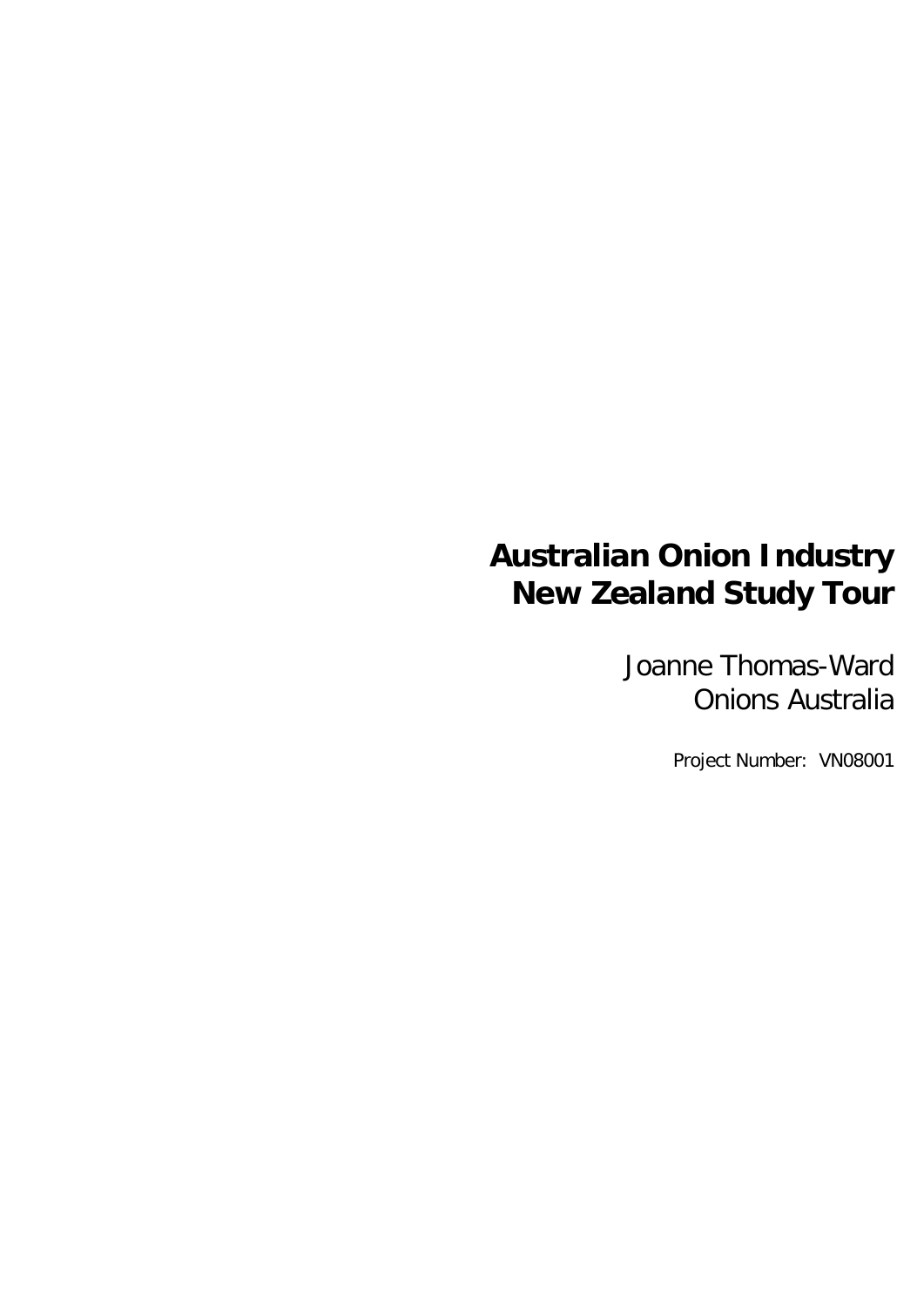# Australian Onion Industry New Zealand Study Tour

Joanne Thomas-Ward
Onions Australia

Project Number: VN08001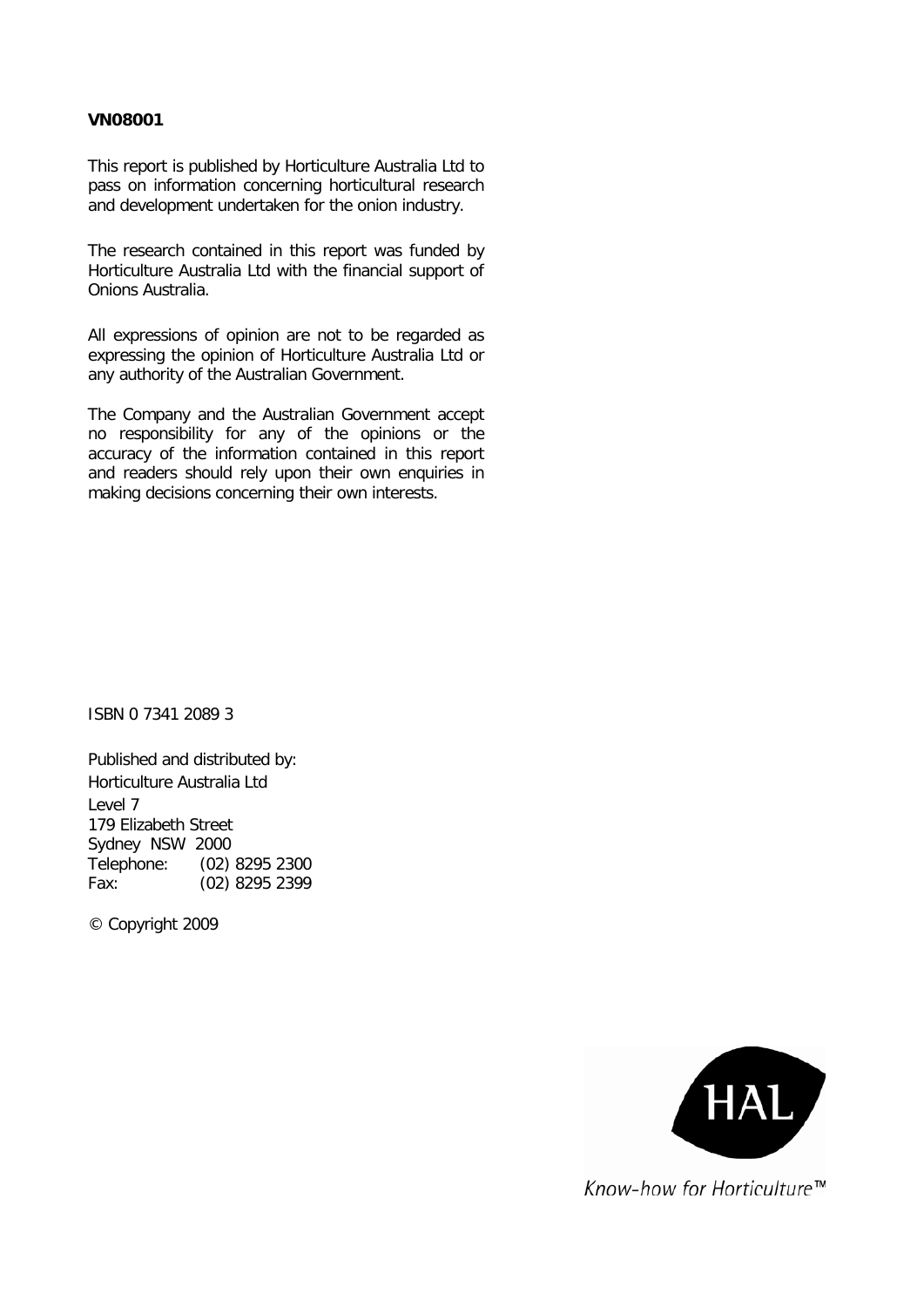**VN08001**

This report is published by Horticulture Australia Ltd to pass on information concerning horticultural research and development undertaken for the onion industry.

The research contained in this report was funded by Horticulture Australia Ltd with the financial support of Onions Australia.

All expressions of opinion are not to be regarded as expressing the opinion of Horticulture Australia Ltd or any authority of the Australian Government.

The Company and the Australian Government accept no responsibility for any of the opinions or the accuracy of the information contained in this report and readers should rely upon their own enquiries in making decisions concerning their own interests.

ISBN 0 7341 2089 3

Published and distributed by:
Horticulture Australia Ltd
Level 7
179 Elizabeth Street
Sydney NSW 2000
Telephone: (02) 8295 2300
Fax: (02) 8295 2399

© Copyright 2009

HAL

*Know-how for Horticulture™*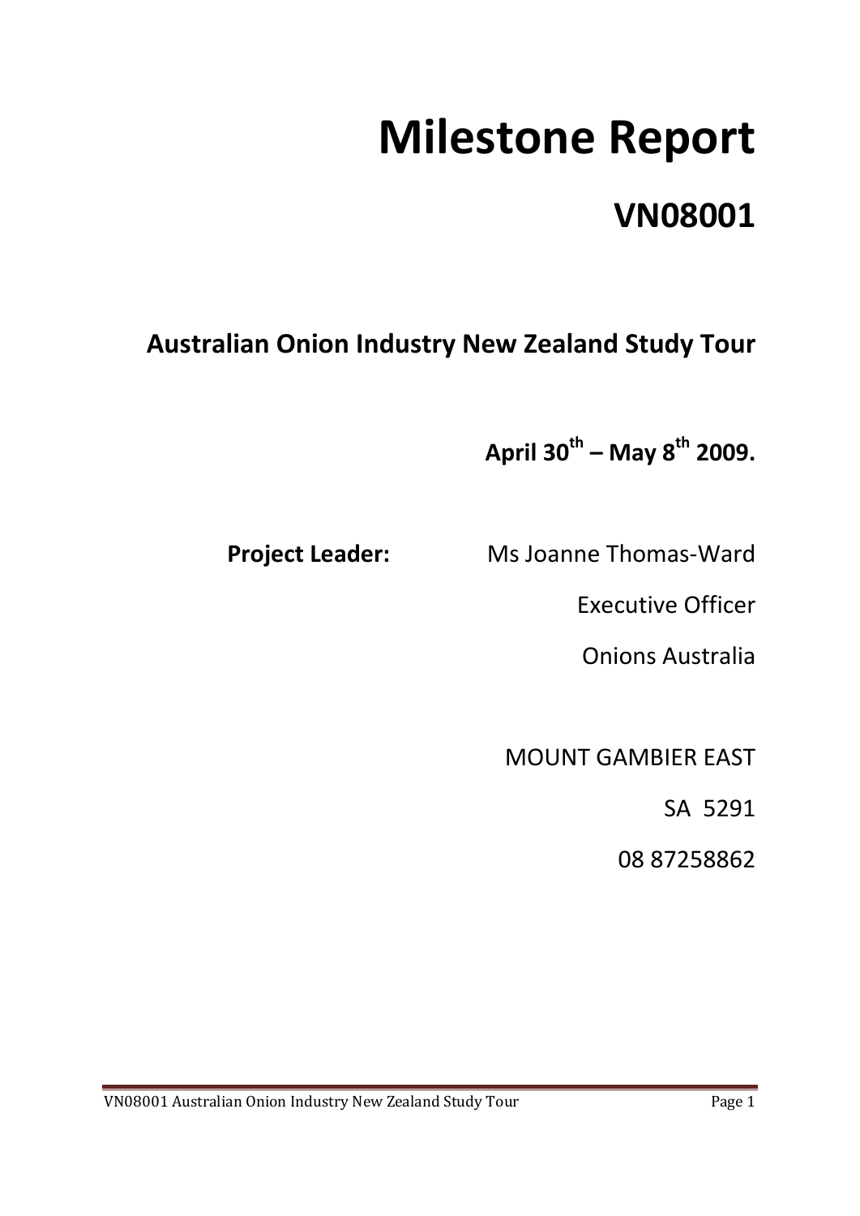# Milestone Report

## VN08001

### Australian Onion Industry New Zealand Study Tour

**April 30th – May 8th 2009.**

**Project Leader:** Ms Joanne Thomas-Ward

Executive Officer

Onions Australia

MOUNT GAMBIER EAST

SA 5291

08 87258862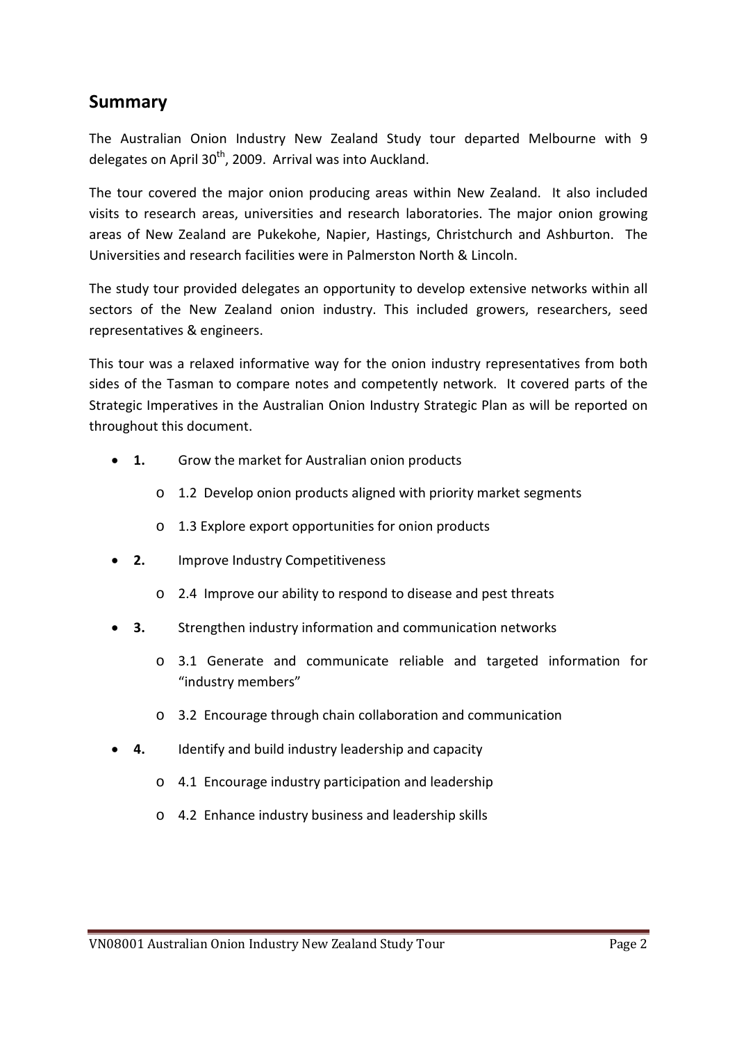## Summary

The Australian Onion Industry New Zealand Study tour departed Melbourne with 9 delegates on April 30th, 2009. Arrival was into Auckland.

The tour covered the major onion producing areas within New Zealand. It also included visits to research areas, universities and research laboratories. The major onion growing areas of New Zealand are Pukekohe, Napier, Hastings, Christchurch and Ashburton. The Universities and research facilities were in Palmerston North & Lincoln.

The study tour provided delegates an opportunity to develop extensive networks within all sectors of the New Zealand onion industry. This included growers, researchers, seed representatives & engineers.

This tour was a relaxed informative way for the onion industry representatives from both sides of the Tasman to compare notes and competently network. It covered parts of the Strategic Imperatives in the Australian Onion Industry Strategic Plan as will be reported on throughout this document.

- **1.** Grow the market for Australian onion products
  - 1.2 Develop onion products aligned with priority market segments
  - 1.3 Explore export opportunities for onion products
- **2.** Improve Industry Competitiveness
  - 2.4 Improve our ability to respond to disease and pest threats
- **3.** Strengthen industry information and communication networks
  - 3.1 Generate and communicate reliable and targeted information for "industry members"
  - 3.2 Encourage through chain collaboration and communication
- **4.** Identify and build industry leadership and capacity
  - 4.1 Encourage industry participation and leadership
  - 4.2 Enhance industry business and leadership skills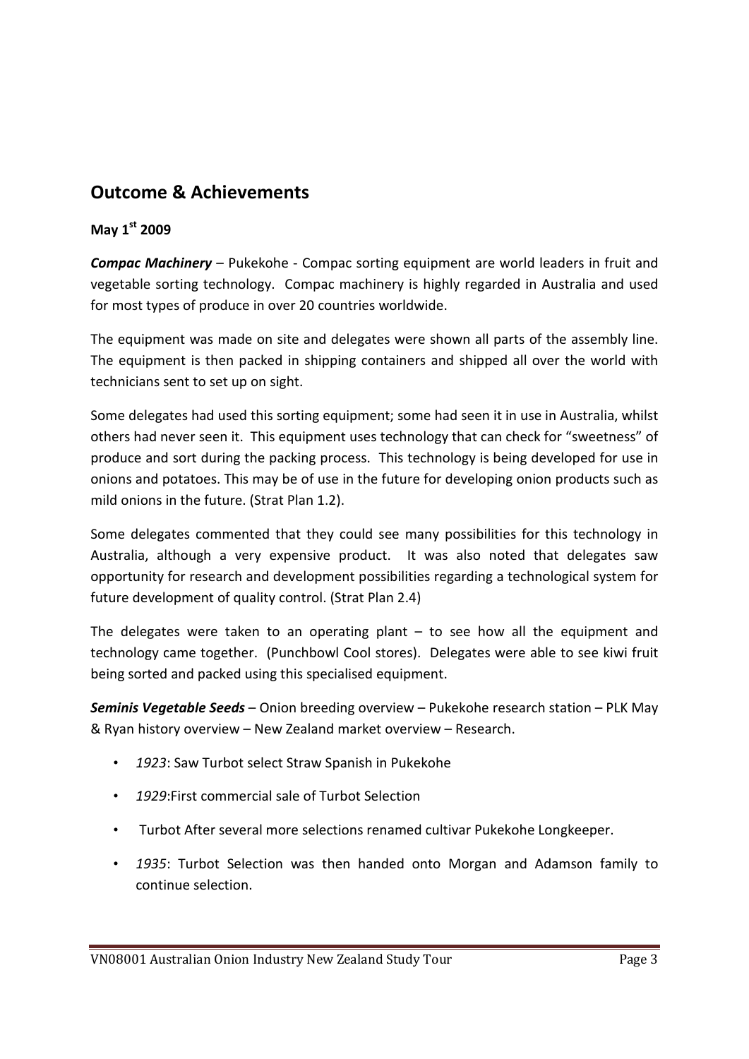## Outcome & Achievements

**May 1st 2009**

***Compac Machinery*** – Pukekohe - Compac sorting equipment are world leaders in fruit and vegetable sorting technology. Compac machinery is highly regarded in Australia and used for most types of produce in over 20 countries worldwide.

The equipment was made on site and delegates were shown all parts of the assembly line. The equipment is then packed in shipping containers and shipped all over the world with technicians sent to set up on sight.

Some delegates had used this sorting equipment; some had seen it in use in Australia, whilst others had never seen it. This equipment uses technology that can check for "sweetness" of produce and sort during the packing process. This technology is being developed for use in onions and potatoes. This may be of use in the future for developing onion products such as mild onions in the future. (Strat Plan 1.2).

Some delegates commented that they could see many possibilities for this technology in Australia, although a very expensive product. It was also noted that delegates saw opportunity for research and development possibilities regarding a technological system for future development of quality control. (Strat Plan 2.4)

The delegates were taken to an operating plant – to see how all the equipment and technology came together. (Punchbowl Cool stores). Delegates were able to see kiwi fruit being sorted and packed using this specialised equipment.

***Seminis Vegetable Seeds*** – Onion breeding overview – Pukekohe research station – PLK May & Ryan history overview – New Zealand market overview – Research.

- *1923*: Saw Turbot select Straw Spanish in Pukekohe
- *1929*:First commercial sale of Turbot Selection
- Turbot After several more selections renamed cultivar Pukekohe Longkeeper.
- *1935*: Turbot Selection was then handed onto Morgan and Adamson family to continue selection.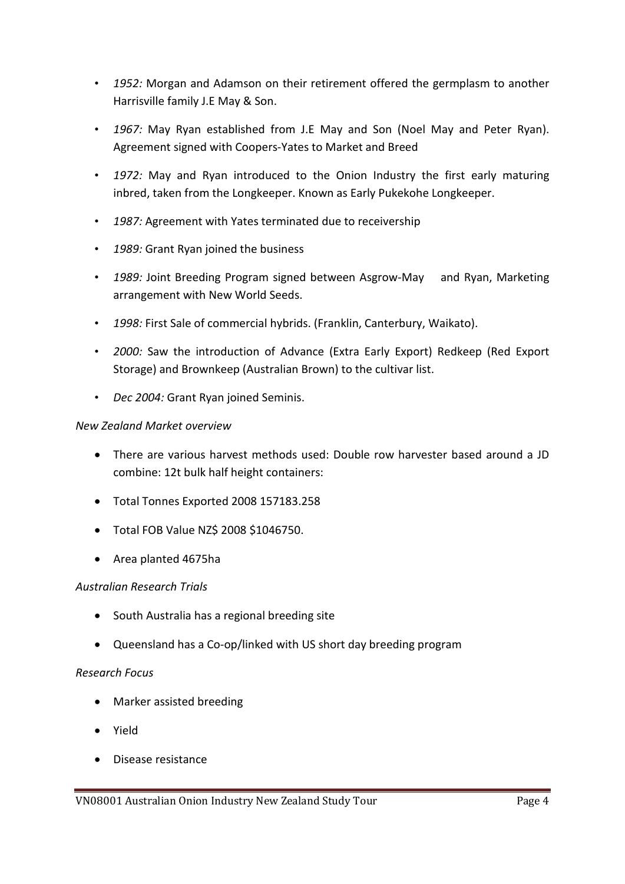- *1952:* Morgan and Adamson on their retirement offered the germplasm to another Harrisville family J.E May & Son.
- *1967:* May Ryan established from J.E May and Son (Noel May and Peter Ryan). Agreement signed with Coopers-Yates to Market and Breed
- *1972:* May and Ryan introduced to the Onion Industry the first early maturing inbred, taken from the Longkeeper. Known as Early Pukekohe Longkeeper.
- *1987:* Agreement with Yates terminated due to receivership
- *1989:* Grant Ryan joined the business
- *1989:* Joint Breeding Program signed between Asgrow-May and Ryan, Marketing arrangement with New World Seeds.
- *1998:* First Sale of commercial hybrids. (Franklin, Canterbury, Waikato).
- *2000:* Saw the introduction of Advance (Extra Early Export) Redkeep (Red Export Storage) and Brownkeep (Australian Brown) to the cultivar list.
- *Dec 2004:* Grant Ryan joined Seminis.

*New Zealand Market overview*

- There are various harvest methods used: Double row harvester based around a JD combine: 12t bulk half height containers:
- Total Tonnes Exported 2008 157183.258
- Total FOB Value NZ$ 2008 $1046750.
- Area planted 4675ha

*Australian Research Trials*

- South Australia has a regional breeding site
- Queensland has a Co-op/linked with US short day breeding program

*Research Focus*

- Marker assisted breeding
- Yield
- Disease resistance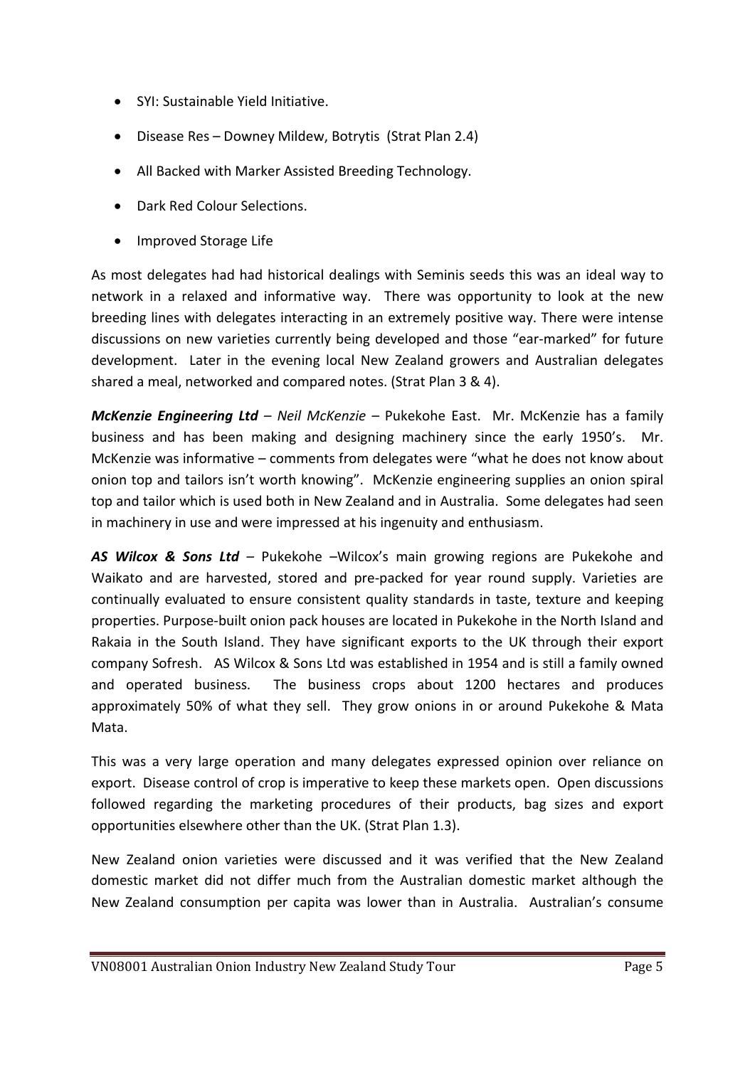- SYI: Sustainable Yield Initiative.
- Disease Res – Downey Mildew, Botrytis (Strat Plan 2.4)
- All Backed with Marker Assisted Breeding Technology.
- Dark Red Colour Selections.
- Improved Storage Life

As most delegates had had historical dealings with Seminis seeds this was an ideal way to network in a relaxed and informative way. There was opportunity to look at the new breeding lines with delegates interacting in an extremely positive way. There were intense discussions on new varieties currently being developed and those "ear-marked" for future development. Later in the evening local New Zealand growers and Australian delegates shared a meal, networked and compared notes. (Strat Plan 3 & 4).

***McKenzie Engineering Ltd*** – *Neil McKenzie* – Pukekohe East. Mr. McKenzie has a family business and has been making and designing machinery since the early 1950's. Mr. McKenzie was informative – comments from delegates were "what he does not know about onion top and tailors isn't worth knowing". McKenzie engineering supplies an onion spiral top and tailor which is used both in New Zealand and in Australia. Some delegates had seen in machinery in use and were impressed at his ingenuity and enthusiasm.

***AS Wilcox & Sons Ltd*** – Pukekohe –Wilcox's main growing regions are Pukekohe and Waikato and are harvested, stored and pre-packed for year round supply. Varieties are continually evaluated to ensure consistent quality standards in taste, texture and keeping properties. Purpose-built onion pack houses are located in Pukekohe in the North Island and Rakaia in the South Island. They have significant exports to the UK through their export company Sofresh. AS Wilcox & Sons Ltd was established in 1954 and is still a family owned and operated business. The business crops about 1200 hectares and produces approximately 50% of what they sell. They grow onions in or around Pukekohe & Mata Mata.

This was a very large operation and many delegates expressed opinion over reliance on export. Disease control of crop is imperative to keep these markets open. Open discussions followed regarding the marketing procedures of their products, bag sizes and export opportunities elsewhere other than the UK. (Strat Plan 1.3).

New Zealand onion varieties were discussed and it was verified that the New Zealand domestic market did not differ much from the Australian domestic market although the New Zealand consumption per capita was lower than in Australia. Australian's consume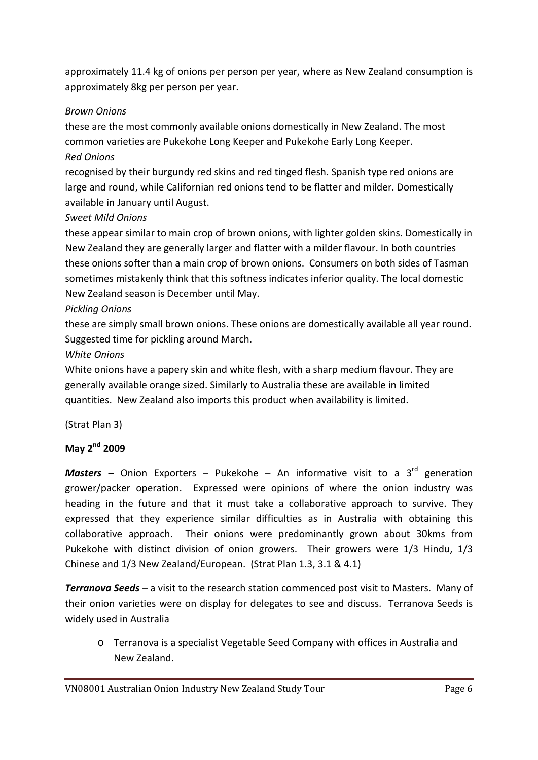approximately 11.4 kg of onions per person per year, where as New Zealand consumption is approximately 8kg per person per year.

*Brown Onions*

these are the most commonly available onions domestically in New Zealand. The most common varieties are Pukekohe Long Keeper and Pukekohe Early Long Keeper.

*Red Onions*

recognised by their burgundy red skins and red tinged flesh. Spanish type red onions are large and round, while Californian red onions tend to be flatter and milder. Domestically available in January until August.

*Sweet Mild Onions*

these appear similar to main crop of brown onions, with lighter golden skins. Domestically in New Zealand they are generally larger and flatter with a milder flavour. In both countries these onions softer than a main crop of brown onions. Consumers on both sides of Tasman sometimes mistakenly think that this softness indicates inferior quality. The local domestic New Zealand season is December until May.

*Pickling Onions*

these are simply small brown onions. These onions are domestically available all year round. Suggested time for pickling around March.

*White Onions*

White onions have a papery skin and white flesh, with a sharp medium flavour. They are generally available orange sized. Similarly to Australia these are available in limited quantities. New Zealand also imports this product when availability is limited.

(Strat Plan 3)

**May 2nd 2009**

***Masters*** **–** Onion Exporters – Pukekohe – An informative visit to a 3rd generation grower/packer operation. Expressed were opinions of where the onion industry was heading in the future and that it must take a collaborative approach to survive. They expressed that they experience similar difficulties as in Australia with obtaining this collaborative approach. Their onions were predominantly grown about 30kms from Pukekohe with distinct division of onion growers. Their growers were 1/3 Hindu, 1/3 Chinese and 1/3 New Zealand/European. (Strat Plan 1.3, 3.1 & 4.1)

***Terranova Seeds*** – a visit to the research station commenced post visit to Masters. Many of their onion varieties were on display for delegates to see and discuss. Terranova Seeds is widely used in Australia

- Terranova is a specialist Vegetable Seed Company with offices in Australia and New Zealand.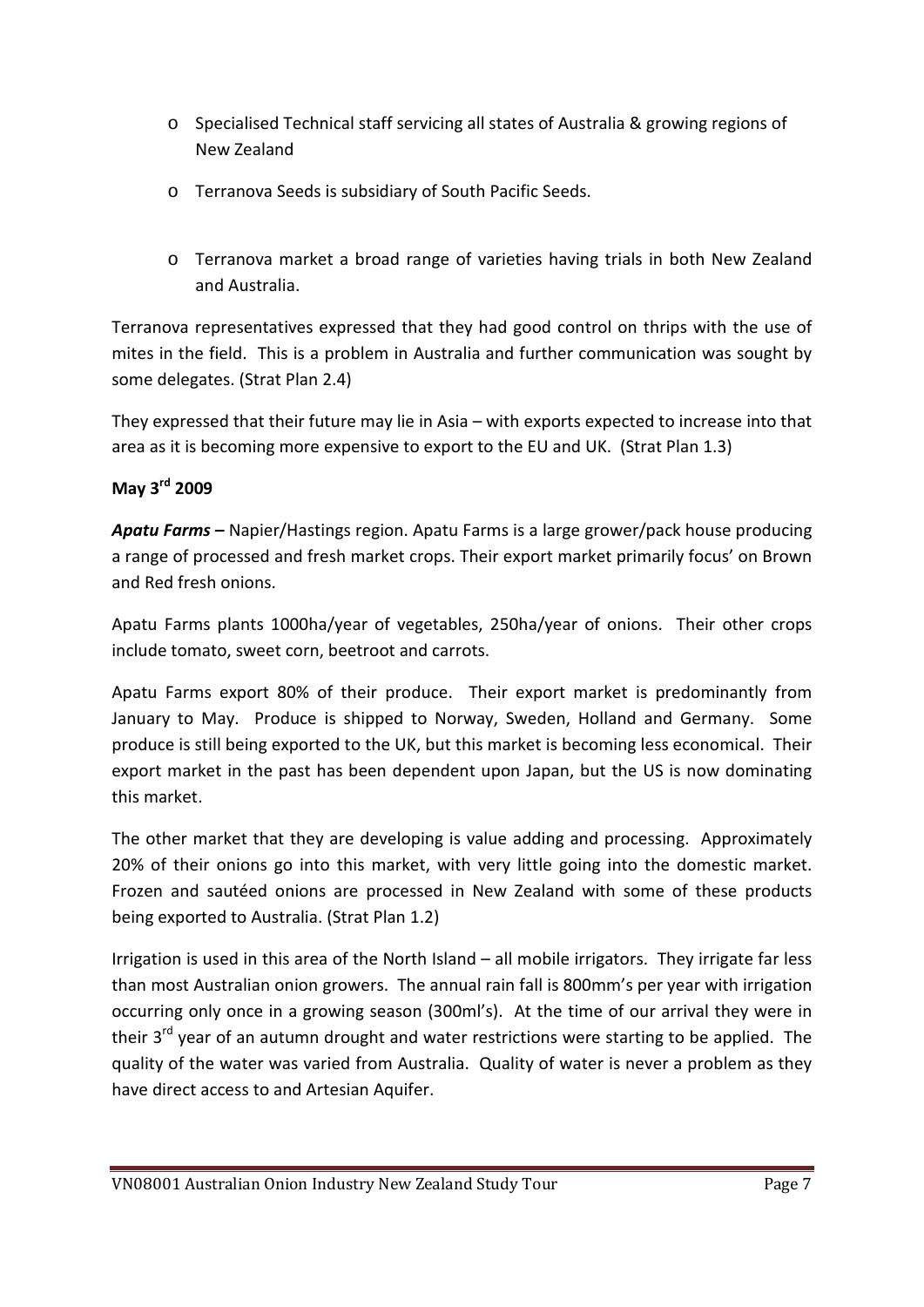- Specialised Technical staff servicing all states of Australia & growing regions of New Zealand
- Terranova Seeds is subsidiary of South Pacific Seeds.
- Terranova market a broad range of varieties having trials in both New Zealand and Australia.

Terranova representatives expressed that they had good control on thrips with the use of mites in the field. This is a problem in Australia and further communication was sought by some delegates. (Strat Plan 2.4)

They expressed that their future may lie in Asia – with exports expected to increase into that area as it is becoming more expensive to export to the EU and UK. (Strat Plan 1.3)

**May 3rd 2009**

***Apatu Farms –*** Napier/Hastings region. Apatu Farms is a large grower/pack house producing a range of processed and fresh market crops. Their export market primarily focus' on Brown and Red fresh onions.

Apatu Farms plants 1000ha/year of vegetables, 250ha/year of onions. Their other crops include tomato, sweet corn, beetroot and carrots.

Apatu Farms export 80% of their produce. Their export market is predominantly from January to May. Produce is shipped to Norway, Sweden, Holland and Germany. Some produce is still being exported to the UK, but this market is becoming less economical. Their export market in the past has been dependent upon Japan, but the US is now dominating this market.

The other market that they are developing is value adding and processing. Approximately 20% of their onions go into this market, with very little going into the domestic market. Frozen and sautéed onions are processed in New Zealand with some of these products being exported to Australia. (Strat Plan 1.2)

Irrigation is used in this area of the North Island – all mobile irrigators. They irrigate far less than most Australian onion growers. The annual rain fall is 800mm's per year with irrigation occurring only once in a growing season (300ml's). At the time of our arrival they were in their 3rd year of an autumn drought and water restrictions were starting to be applied. The quality of the water was varied from Australia. Quality of water is never a problem as they have direct access to and Artesian Aquifer.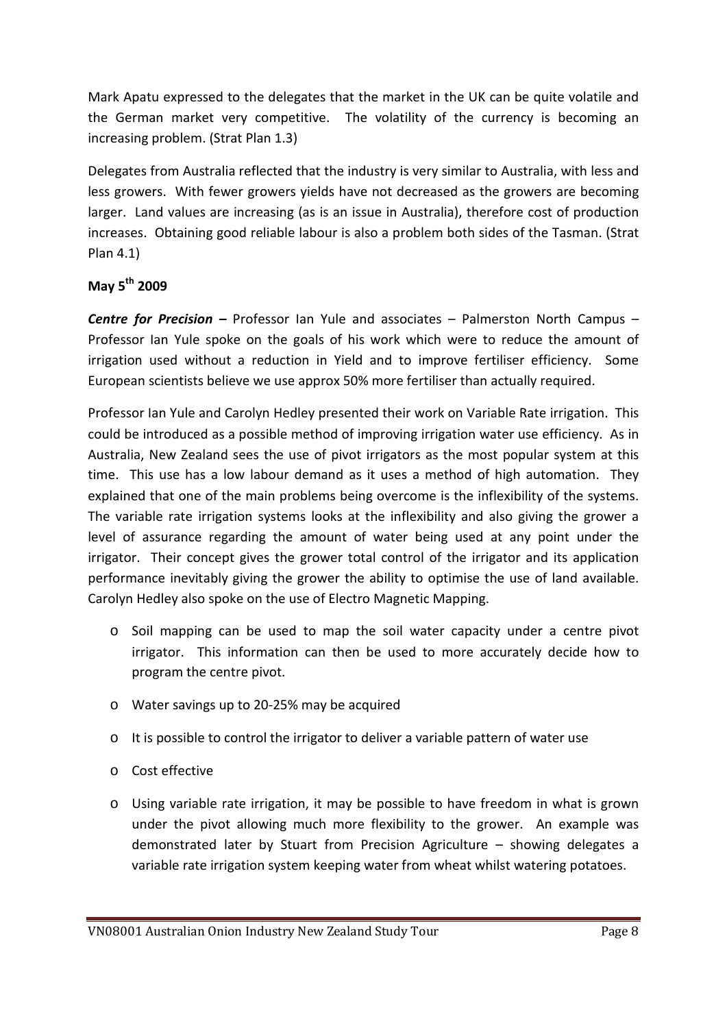Mark Apatu expressed to the delegates that the market in the UK can be quite volatile and the German market very competitive. The volatility of the currency is becoming an increasing problem. (Strat Plan 1.3)

Delegates from Australia reflected that the industry is very similar to Australia, with less and less growers. With fewer growers yields have not decreased as the growers are becoming larger. Land values are increasing (as is an issue in Australia), therefore cost of production increases. Obtaining good reliable labour is also a problem both sides of the Tasman. (Strat Plan 4.1)

**May 5th 2009**

***Centre for Precision*** **–** Professor Ian Yule and associates – Palmerston North Campus – Professor Ian Yule spoke on the goals of his work which were to reduce the amount of irrigation used without a reduction in Yield and to improve fertiliser efficiency. Some European scientists believe we use approx 50% more fertiliser than actually required.

Professor Ian Yule and Carolyn Hedley presented their work on Variable Rate irrigation. This could be introduced as a possible method of improving irrigation water use efficiency. As in Australia, New Zealand sees the use of pivot irrigators as the most popular system at this time. This use has a low labour demand as it uses a method of high automation. They explained that one of the main problems being overcome is the inflexibility of the systems. The variable rate irrigation systems looks at the inflexibility and also giving the grower a level of assurance regarding the amount of water being used at any point under the irrigator. Their concept gives the grower total control of the irrigator and its application performance inevitably giving the grower the ability to optimise the use of land available. Carolyn Hedley also spoke on the use of Electro Magnetic Mapping.

- Soil mapping can be used to map the soil water capacity under a centre pivot irrigator. This information can then be used to more accurately decide how to program the centre pivot.
- Water savings up to 20-25% may be acquired
- It is possible to control the irrigator to deliver a variable pattern of water use
- Cost effective
- Using variable rate irrigation, it may be possible to have freedom in what is grown under the pivot allowing much more flexibility to the grower. An example was demonstrated later by Stuart from Precision Agriculture – showing delegates a variable rate irrigation system keeping water from wheat whilst watering potatoes.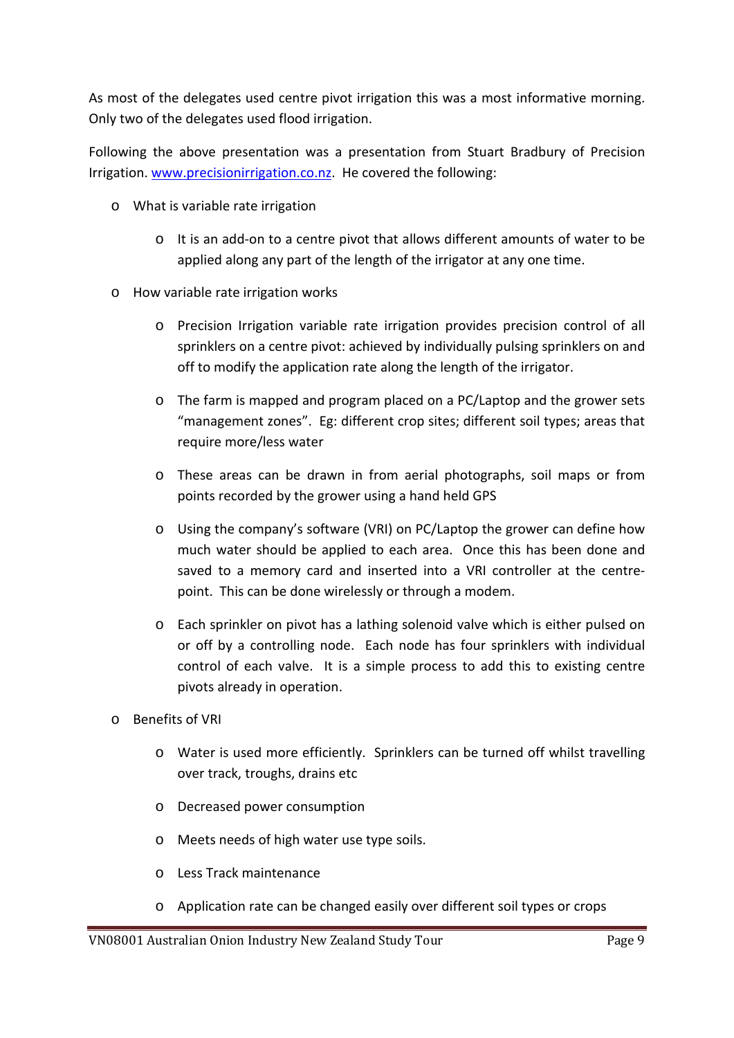As most of the delegates used centre pivot irrigation this was a most informative morning. Only two of the delegates used flood irrigation.

Following the above presentation was a presentation from Stuart Bradbury of Precision Irrigation. [www.precisionirrigation.co.nz](http://www.precisionirrigation.co.nz). He covered the following:

- What is variable rate irrigation
  - It is an add-on to a centre pivot that allows different amounts of water to be applied along any part of the length of the irrigator at any one time.
- How variable rate irrigation works
  - Precision Irrigation variable rate irrigation provides precision control of all sprinklers on a centre pivot: achieved by individually pulsing sprinklers on and off to modify the application rate along the length of the irrigator.
  - The farm is mapped and program placed on a PC/Laptop and the grower sets "management zones". Eg: different crop sites; different soil types; areas that require more/less water
  - These areas can be drawn in from aerial photographs, soil maps or from points recorded by the grower using a hand held GPS
  - Using the company's software (VRI) on PC/Laptop the grower can define how much water should be applied to each area. Once this has been done and saved to a memory card and inserted into a VRI controller at the centre-point. This can be done wirelessly or through a modem.
  - Each sprinkler on pivot has a lathing solenoid valve which is either pulsed on or off by a controlling node. Each node has four sprinklers with individual control of each valve. It is a simple process to add this to existing centre pivots already in operation.
- Benefits of VRI
  - Water is used more efficiently. Sprinklers can be turned off whilst travelling over track, troughs, drains etc
  - Decreased power consumption
  - Meets needs of high water use type soils.
  - Less Track maintenance
  - Application rate can be changed easily over different soil types or crops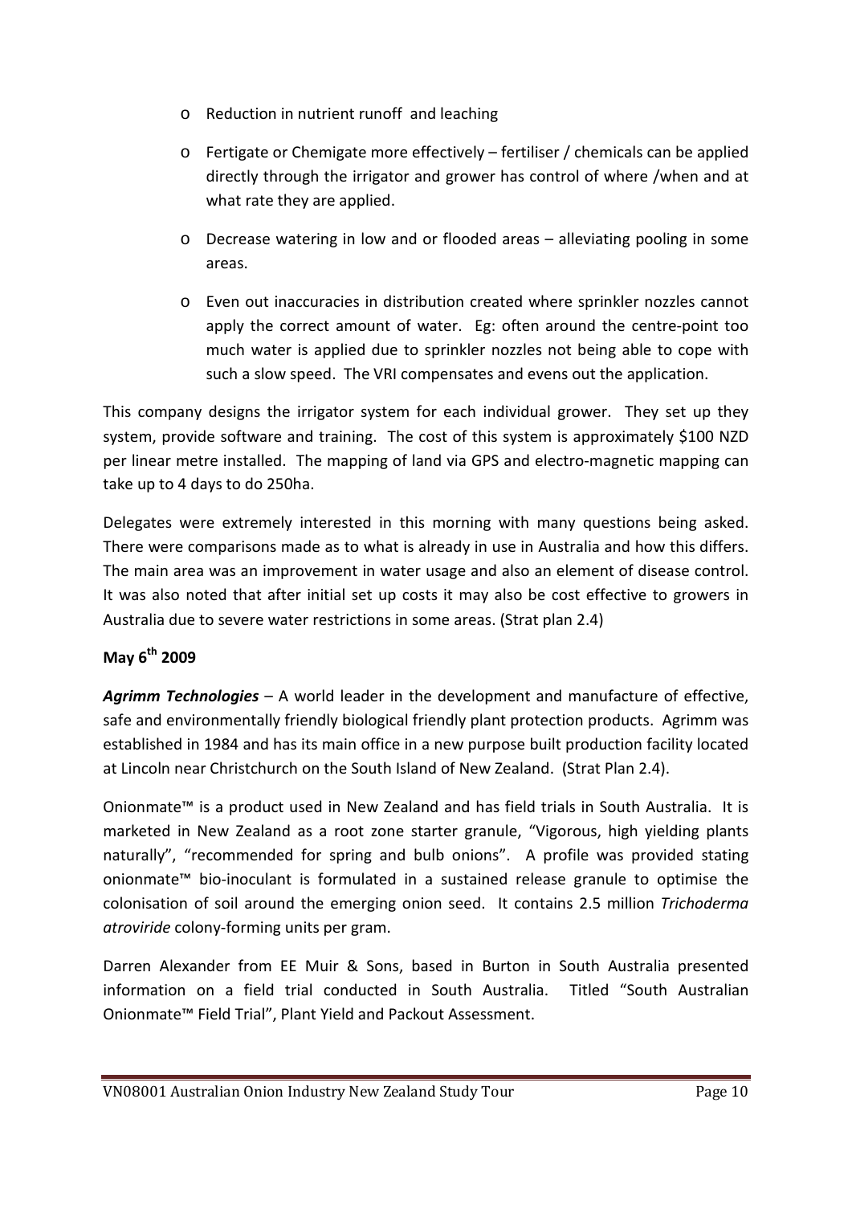- Reduction in nutrient runoff and leaching
- Fertigate or Chemigate more effectively – fertiliser / chemicals can be applied directly through the irrigator and grower has control of where /when and at what rate they are applied.
- Decrease watering in low and or flooded areas – alleviating pooling in some areas.
- Even out inaccuracies in distribution created where sprinkler nozzles cannot apply the correct amount of water. Eg: often around the centre-point too much water is applied due to sprinkler nozzles not being able to cope with such a slow speed. The VRI compensates and evens out the application.

This company designs the irrigator system for each individual grower. They set up they system, provide software and training. The cost of this system is approximately $100 NZD per linear metre installed. The mapping of land via GPS and electro-magnetic mapping can take up to 4 days to do 250ha.

Delegates were extremely interested in this morning with many questions being asked. There were comparisons made as to what is already in use in Australia and how this differs. The main area was an improvement in water usage and also an element of disease control. It was also noted that after initial set up costs it may also be cost effective to growers in Australia due to severe water restrictions in some areas. (Strat plan 2.4)

**May 6th 2009**

***Agrimm Technologies*** – A world leader in the development and manufacture of effective, safe and environmentally friendly biological friendly plant protection products. Agrimm was established in 1984 and has its main office in a new purpose built production facility located at Lincoln near Christchurch on the South Island of New Zealand. (Strat Plan 2.4).

Onionmate™ is a product used in New Zealand and has field trials in South Australia. It is marketed in New Zealand as a root zone starter granule, "Vigorous, high yielding plants naturally", "recommended for spring and bulb onions". A profile was provided stating onionmate™ bio-inoculant is formulated in a sustained release granule to optimise the colonisation of soil around the emerging onion seed. It contains 2.5 million *Trichoderma atroviride* colony-forming units per gram.

Darren Alexander from EE Muir & Sons, based in Burton in South Australia presented information on a field trial conducted in South Australia. Titled "South Australian Onionmate™ Field Trial", Plant Yield and Packout Assessment.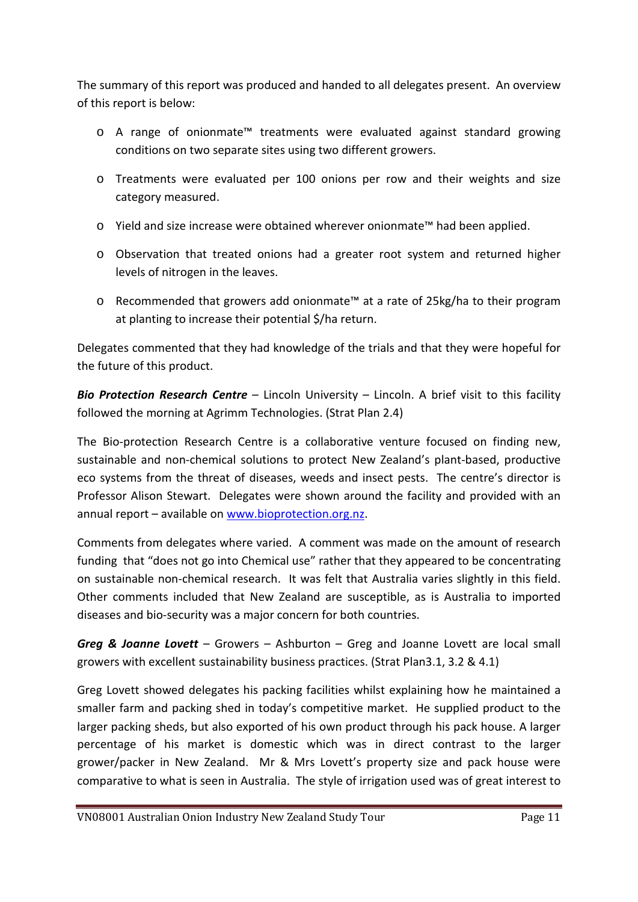The summary of this report was produced and handed to all delegates present. An overview of this report is below:

- A range of onionmate™ treatments were evaluated against standard growing conditions on two separate sites using two different growers.
- Treatments were evaluated per 100 onions per row and their weights and size category measured.
- Yield and size increase were obtained wherever onionmate™ had been applied.
- Observation that treated onions had a greater root system and returned higher levels of nitrogen in the leaves.
- Recommended that growers add onionmate™ at a rate of 25kg/ha to their program at planting to increase their potential $/ha return.

Delegates commented that they had knowledge of the trials and that they were hopeful for the future of this product.

***Bio Protection Research Centre*** – Lincoln University – Lincoln. A brief visit to this facility followed the morning at Agrimm Technologies. (Strat Plan 2.4)

The Bio-protection Research Centre is a collaborative venture focused on finding new, sustainable and non-chemical solutions to protect New Zealand's plant-based, productive eco systems from the threat of diseases, weeds and insect pests. The centre's director is Professor Alison Stewart. Delegates were shown around the facility and provided with an annual report – available on www.bioprotection.org.nz.

Comments from delegates where varied. A comment was made on the amount of research funding that "does not go into Chemical use" rather that they appeared to be concentrating on sustainable non-chemical research. It was felt that Australia varies slightly in this field. Other comments included that New Zealand are susceptible, as is Australia to imported diseases and bio-security was a major concern for both countries.

***Greg & Joanne Lovett*** – Growers – Ashburton – Greg and Joanne Lovett are local small growers with excellent sustainability business practices. (Strat Plan3.1, 3.2 & 4.1)

Greg Lovett showed delegates his packing facilities whilst explaining how he maintained a smaller farm and packing shed in today's competitive market. He supplied product to the larger packing sheds, but also exported of his own product through his pack house. A larger percentage of his market is domestic which was in direct contrast to the larger grower/packer in New Zealand. Mr & Mrs Lovett's property size and pack house were comparative to what is seen in Australia. The style of irrigation used was of great interest to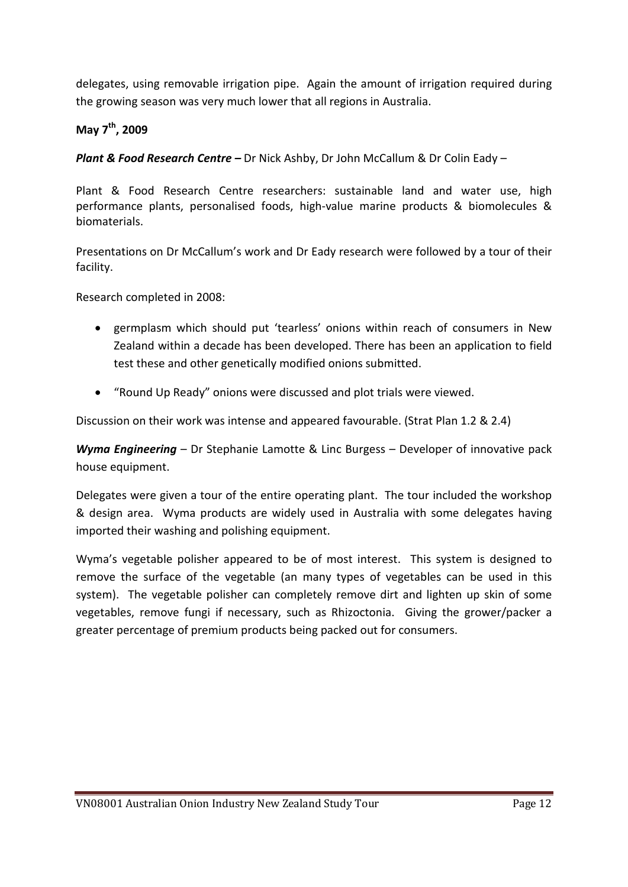delegates, using removable irrigation pipe. Again the amount of irrigation required during the growing season was very much lower that all regions in Australia.

**May 7th, 2009**

***Plant & Food Research Centre –*** Dr Nick Ashby, Dr John McCallum & Dr Colin Eady –

Plant & Food Research Centre researchers: sustainable land and water use, high performance plants, personalised foods, high-value marine products & biomolecules & biomaterials.

Presentations on Dr McCallum's work and Dr Eady research were followed by a tour of their facility.

Research completed in 2008:

- germplasm which should put 'tearless' onions within reach of consumers in New Zealand within a decade has been developed. There has been an application to field test these and other genetically modified onions submitted.
- "Round Up Ready" onions were discussed and plot trials were viewed.

Discussion on their work was intense and appeared favourable. (Strat Plan 1.2 & 2.4)

***Wyma Engineering*** – Dr Stephanie Lamotte & Linc Burgess – Developer of innovative pack house equipment.

Delegates were given a tour of the entire operating plant. The tour included the workshop & design area. Wyma products are widely used in Australia with some delegates having imported their washing and polishing equipment.

Wyma's vegetable polisher appeared to be of most interest. This system is designed to remove the surface of the vegetable (an many types of vegetables can be used in this system). The vegetable polisher can completely remove dirt and lighten up skin of some vegetables, remove fungi if necessary, such as Rhizoctonia. Giving the grower/packer a greater percentage of premium products being packed out for consumers.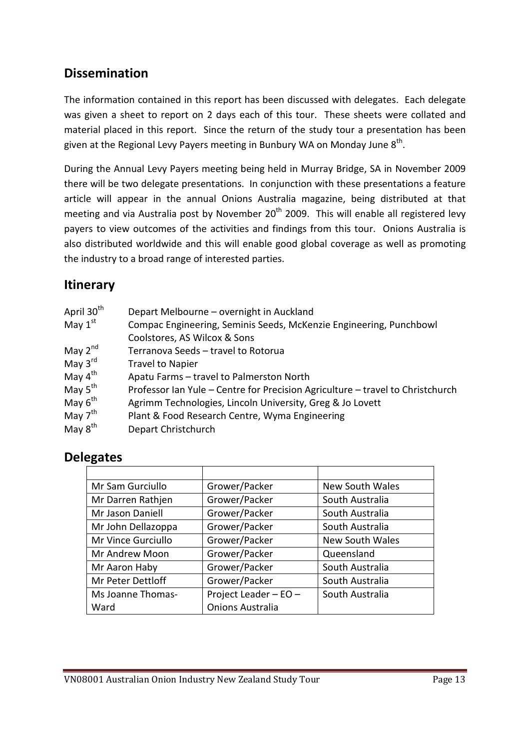## Dissemination

The information contained in this report has been discussed with delegates. Each delegate was given a sheet to report on 2 days each of this tour. These sheets were collated and material placed in this report. Since the return of the study tour a presentation has been given at the Regional Levy Payers meeting in Bunbury WA on Monday June 8th.

During the Annual Levy Payers meeting being held in Murray Bridge, SA in November 2009 there will be two delegate presentations. In conjunction with these presentations a feature article will appear in the annual Onions Australia magazine, being distributed at that meeting and via Australia post by November 20th 2009. This will enable all registered levy payers to view outcomes of the activities and findings from this tour. Onions Australia is also distributed worldwide and this will enable good global coverage as well as promoting the industry to a broad range of interested parties.

## Itinerary

| | |
|---|---|
| April 30th | Depart Melbourne – overnight in Auckland |
| May 1st | Compac Engineering, Seminis Seeds, McKenzie Engineering, Punchbowl Coolstores, AS Wilcox & Sons |
| May 2nd | Terranova Seeds – travel to Rotorua |
| May 3rd | Travel to Napier |
| May 4th | Apatu Farms – travel to Palmerston North |
| May 5th | Professor Ian Yule – Centre for Precision Agriculture – travel to Christchurch |
| May 6th | Agrimm Technologies, Lincoln University, Greg & Jo Lovett |
| May 7th | Plant & Food Research Centre, Wyma Engineering |
| May 8th | Depart Christchurch |

## Delegates

| | | |
|---|---|---|
| Mr Sam Gurciullo | Grower/Packer | New South Wales |
| Mr Darren Rathjen | Grower/Packer | South Australia |
| Mr Jason Daniell | Grower/Packer | South Australia |
| Mr John Dellazoppa | Grower/Packer | South Australia |
| Mr Vince Gurciullo | Grower/Packer | New South Wales |
| Mr Andrew Moon | Grower/Packer | Queensland |
| Mr Aaron Haby | Grower/Packer | South Australia |
| Mr Peter Dettloff | Grower/Packer | South Australia |
| Ms Joanne Thomas-Ward | Project Leader – EO – Onions Australia | South Australia |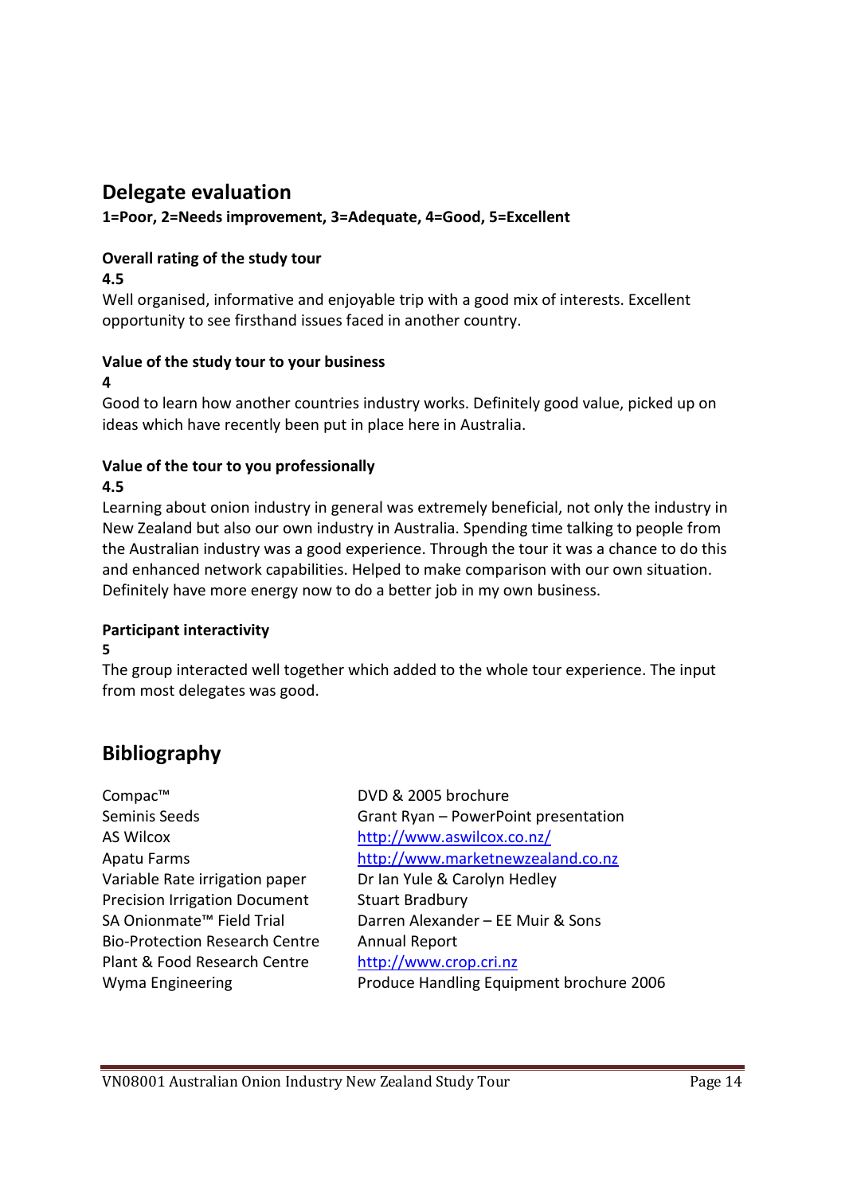## Delegate evaluation

**1=Poor, 2=Needs improvement, 3=Adequate, 4=Good, 5=Excellent**

**Overall rating of the study tour**

**4.5**

Well organised, informative and enjoyable trip with a good mix of interests. Excellent opportunity to see firsthand issues faced in another country.

**Value of the study tour to your business**

**4**

Good to learn how another countries industry works. Definitely good value, picked up on ideas which have recently been put in place here in Australia.

**Value of the tour to you professionally**

**4.5**

Learning about onion industry in general was extremely beneficial, not only the industry in New Zealand but also our own industry in Australia. Spending time talking to people from the Australian industry was a good experience. Through the tour it was a chance to do this and enhanced network capabilities. Helped to make comparison with our own situation. Definitely have more energy now to do a better job in my own business.

**Participant interactivity**

**5**

The group interacted well together which added to the whole tour experience. The input from most delegates was good.

## Bibliography

| | |
|---|---|
| Compac™ | DVD & 2005 brochure |
| Seminis Seeds | Grant Ryan – PowerPoint presentation |
| AS Wilcox | http://www.aswilcox.co.nz/ |
| Apatu Farms | http://www.marketnewzealand.co.nz |
| Variable Rate irrigation paper | Dr Ian Yule & Carolyn Hedley |
| Precision Irrigation Document | Stuart Bradbury |
| SA Onionmate™ Field Trial | Darren Alexander – EE Muir & Sons |
| Bio-Protection Research Centre | Annual Report |
| Plant & Food Research Centre | http://www.crop.cri.nz |
| Wyma Engineering | Produce Handling Equipment brochure 2006 |